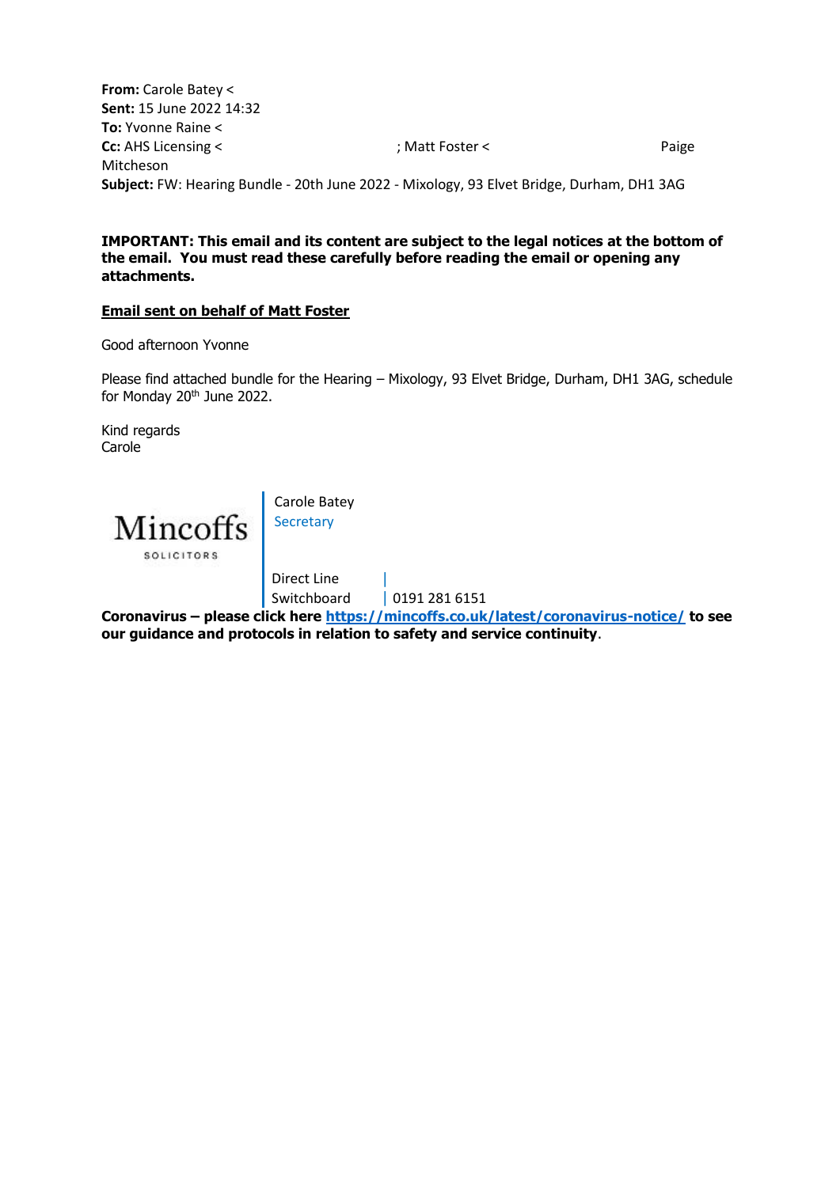**From:** Carole Batey <
**Sent:** 15 June 2022 14:32
**To:** Yvonne Raine <
**Cc:** AHS Licensing < ; Matt Foster < Paige Mitcheson
**Subject:** FW: Hearing Bundle - 20th June 2022 - Mixology, 93 Elvet Bridge, Durham, DH1 3AG

**IMPORTANT: This email and its content are subject to the legal notices at the bottom of the email. You must read these carefully before reading the email or opening any attachments.**

**Email sent on behalf of Matt Foster**

Good afternoon Yvonne

Please find attached bundle for the Hearing – Mixology, 93 Elvet Bridge, Durham, DH1 3AG, schedule for Monday 20th June 2022.

Kind regards
Carole

Mincoffs
SOLICITORS

Carole Batey
Secretary

Direct Line |
Switchboard | 0191 281 6151

**Coronavirus – please click here [https://mincoffs.co.uk/latest/coronavirus-notice/](https://mincoffs.co.uk/latest/coronavirus-notice/) to see our guidance and protocols in relation to safety and service continuity**.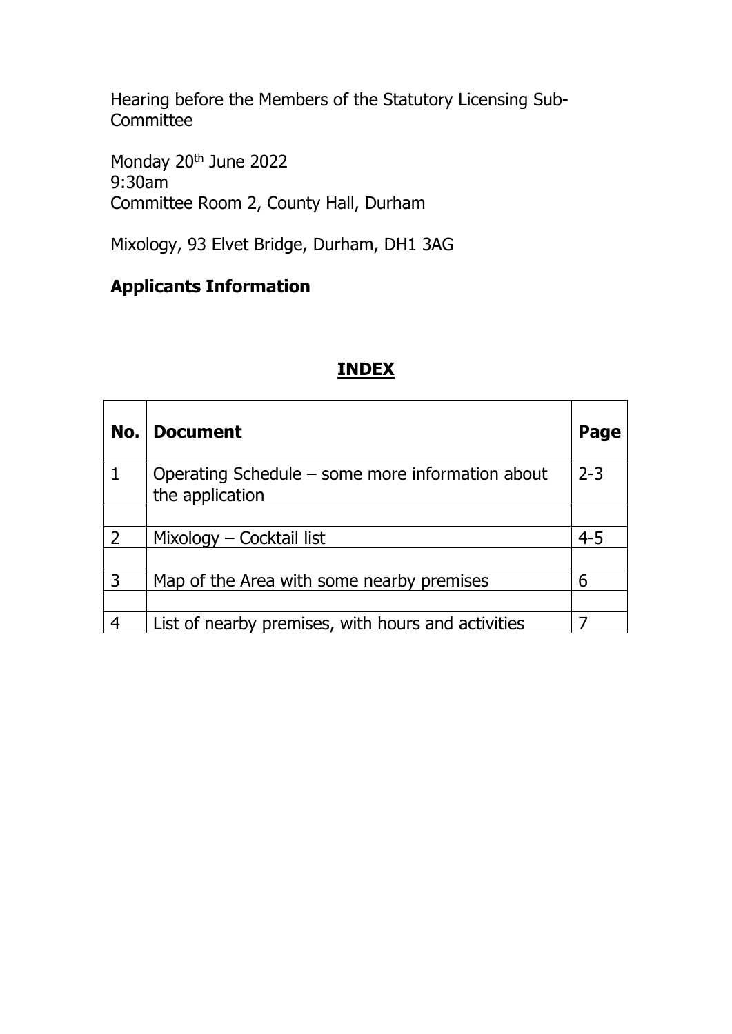Hearing before the Members of the Statutory Licensing Sub-Committee

Monday 20th June 2022
9:30am
Committee Room 2, County Hall, Durham

Mixology, 93 Elvet Bridge, Durham, DH1 3AG

**Applicants Information**

## INDEX

| No. | Document | Page |
|---|---|---|
| 1 | Operating Schedule – some more information about the application | 2-3 |
| | | |
| 2 | Mixology – Cocktail list | 4-5 |
| | | |
| 3 | Map of the Area with some nearby premises | 6 |
| | | |
| 4 | List of nearby premises, with hours and activities | 7 |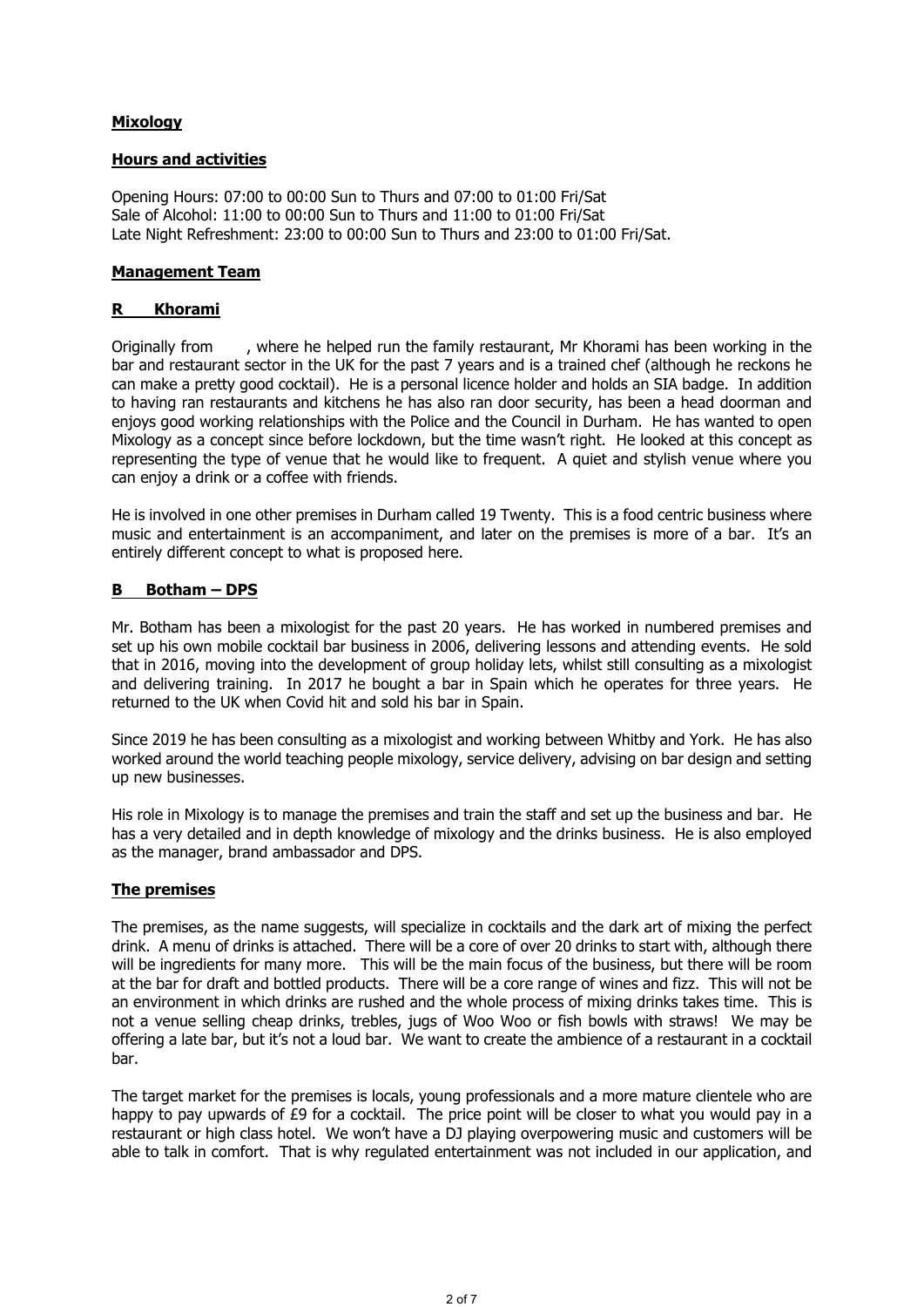## **Mixology**

### **Hours and activities**

Opening Hours: 07:00 to 00:00 Sun to Thurs and 07:00 to 01:00 Fri/Sat
Sale of Alcohol: 11:00 to 00:00 Sun to Thurs and 11:00 to 01:00 Fri/Sat
Late Night Refreshment: 23:00 to 00:00 Sun to Thurs and 23:00 to 01:00 Fri/Sat.

### **Management Team**

### **R Khorami**

Originally from , where he helped run the family restaurant, Mr Khorami has been working in the bar and restaurant sector in the UK for the past 7 years and is a trained chef (although he reckons he can make a pretty good cocktail). He is a personal licence holder and holds an SIA badge. In addition to having ran restaurants and kitchens he has also ran door security, has been a head doorman and enjoys good working relationships with the Police and the Council in Durham. He has wanted to open Mixology as a concept since before lockdown, but the time wasn't right. He looked at this concept as representing the type of venue that he would like to frequent. A quiet and stylish venue where you can enjoy a drink or a coffee with friends.

He is involved in one other premises in Durham called 19 Twenty. This is a food centric business where music and entertainment is an accompaniment, and later on the premises is more of a bar. It's an entirely different concept to what is proposed here.

### **B Botham – DPS**

Mr. Botham has been a mixologist for the past 20 years. He has worked in numbered premises and set up his own mobile cocktail bar business in 2006, delivering lessons and attending events. He sold that in 2016, moving into the development of group holiday lets, whilst still consulting as a mixologist and delivering training. In 2017 he bought a bar in Spain which he operates for three years. He returned to the UK when Covid hit and sold his bar in Spain.

Since 2019 he has been consulting as a mixologist and working between Whitby and York. He has also worked around the world teaching people mixology, service delivery, advising on bar design and setting up new businesses.

His role in Mixology is to manage the premises and train the staff and set up the business and bar. He has a very detailed and in depth knowledge of mixology and the drinks business. He is also employed as the manager, brand ambassador and DPS.

### **The premises**

The premises, as the name suggests, will specialize in cocktails and the dark art of mixing the perfect drink. A menu of drinks is attached. There will be a core of over 20 drinks to start with, although there will be ingredients for many more. This will be the main focus of the business, but there will be room at the bar for draft and bottled products. There will be a core range of wines and fizz. This will not be an environment in which drinks are rushed and the whole process of mixing drinks takes time. This is not a venue selling cheap drinks, trebles, jugs of Woo Woo or fish bowls with straws! We may be offering a late bar, but it's not a loud bar. We want to create the ambience of a restaurant in a cocktail bar.

The target market for the premises is locals, young professionals and a more mature clientele who are happy to pay upwards of £9 for a cocktail. The price point will be closer to what you would pay in a restaurant or high class hotel. We won't have a DJ playing overpowering music and customers will be able to talk in comfort. That is why regulated entertainment was not included in our application, and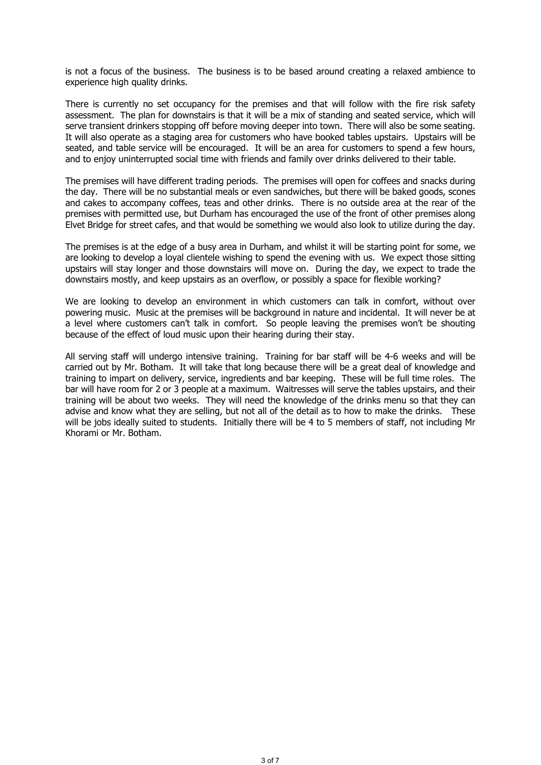is not a focus of the business. The business is to be based around creating a relaxed ambience to experience high quality drinks.

There is currently no set occupancy for the premises and that will follow with the fire risk safety assessment. The plan for downstairs is that it will be a mix of standing and seated service, which will serve transient drinkers stopping off before moving deeper into town. There will also be some seating. It will also operate as a staging area for customers who have booked tables upstairs. Upstairs will be seated, and table service will be encouraged. It will be an area for customers to spend a few hours, and to enjoy uninterrupted social time with friends and family over drinks delivered to their table.

The premises will have different trading periods. The premises will open for coffees and snacks during the day. There will be no substantial meals or even sandwiches, but there will be baked goods, scones and cakes to accompany coffees, teas and other drinks. There is no outside area at the rear of the premises with permitted use, but Durham has encouraged the use of the front of other premises along Elvet Bridge for street cafes, and that would be something we would also look to utilize during the day.

The premises is at the edge of a busy area in Durham, and whilst it will be starting point for some, we are looking to develop a loyal clientele wishing to spend the evening with us. We expect those sitting upstairs will stay longer and those downstairs will move on. During the day, we expect to trade the downstairs mostly, and keep upstairs as an overflow, or possibly a space for flexible working?

We are looking to develop an environment in which customers can talk in comfort, without over powering music. Music at the premises will be background in nature and incidental. It will never be at a level where customers can't talk in comfort. So people leaving the premises won't be shouting because of the effect of loud music upon their hearing during their stay.

All serving staff will undergo intensive training. Training for bar staff will be 4-6 weeks and will be carried out by Mr. Botham. It will take that long because there will be a great deal of knowledge and training to impart on delivery, service, ingredients and bar keeping. These will be full time roles. The bar will have room for 2 or 3 people at a maximum. Waitresses will serve the tables upstairs, and their training will be about two weeks. They will need the knowledge of the drinks menu so that they can advise and know what they are selling, but not all of the detail as to how to make the drinks. These will be jobs ideally suited to students. Initially there will be 4 to 5 members of staff, not including Mr Khorami or Mr. Botham.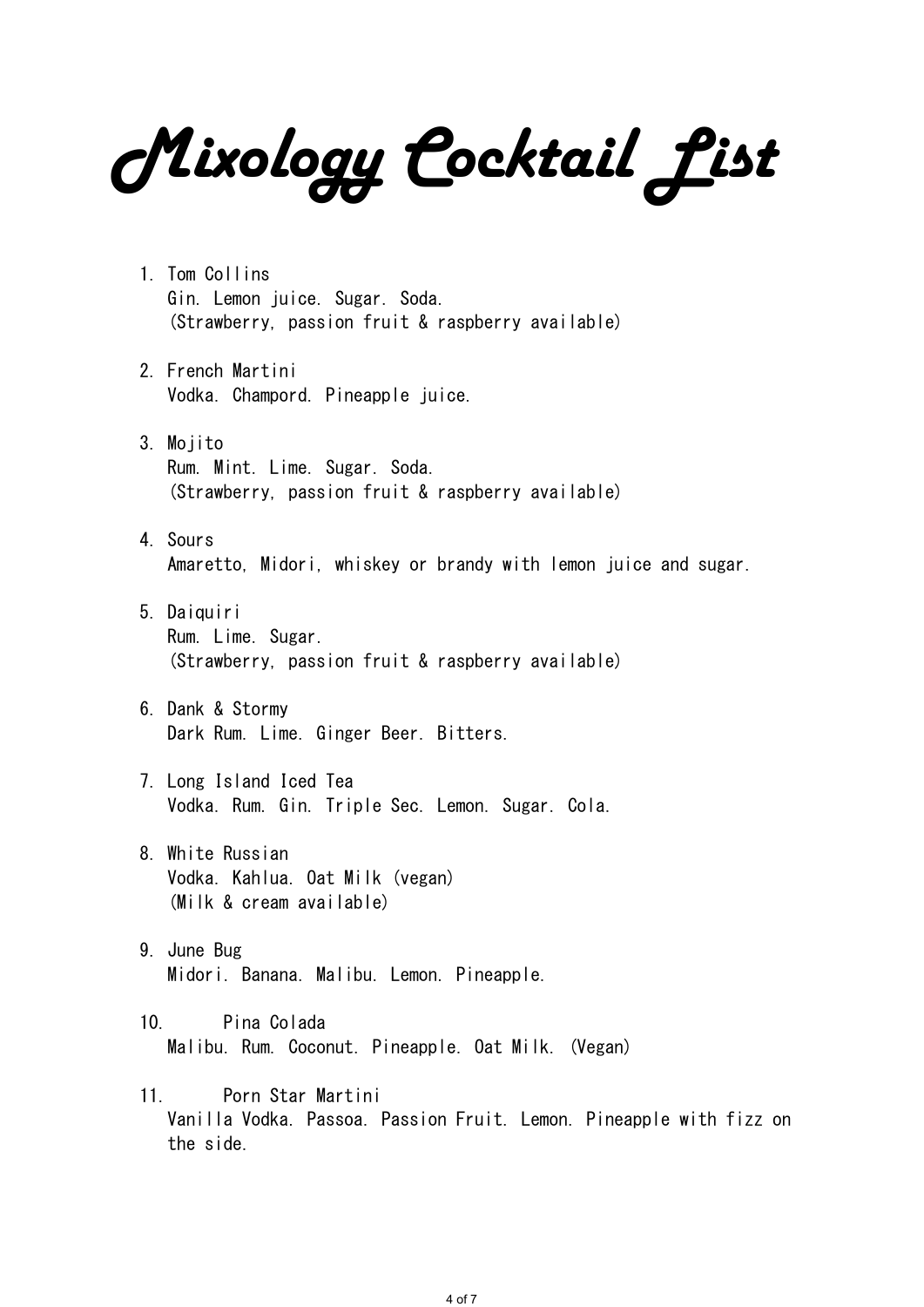# Mixology Cocktail List

1. Tom Collins
   Gin. Lemon juice. Sugar. Soda.
   (Strawberry, passion fruit & raspberry available)

2. French Martini
   Vodka. Champord. Pineapple juice.

3. Mojito
   Rum. Mint. Lime. Sugar. Soda.
   (Strawberry, passion fruit & raspberry available)

4. Sours
   Amaretto, Midori, whiskey or brandy with lemon juice and sugar.

5. Daiquiri
   Rum. Lime. Sugar.
   (Strawberry, passion fruit & raspberry available)

6. Dank & Stormy
   Dark Rum. Lime. Ginger Beer. Bitters.

7. Long Island Iced Tea
   Vodka. Rum. Gin. Triple Sec. Lemon. Sugar. Cola.

8. White Russian
   Vodka. Kahlua. Oat Milk (vegan)
   (Milk & cream available)

9. June Bug
   Midori. Banana. Malibu. Lemon. Pineapple.

10. Pina Colada
    Malibu. Rum. Coconut. Pineapple. Oat Milk. (Vegan)

11. Porn Star Martini
    Vanilla Vodka. Passoa. Passion Fruit. Lemon. Pineapple with fizz on the side.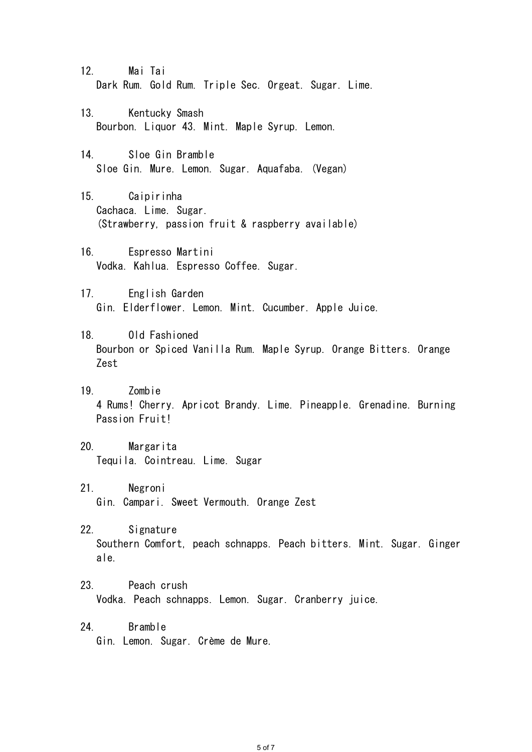12. Mai Tai
    Dark Rum. Gold Rum. Triple Sec. Orgeat. Sugar. Lime.

13. Kentucky Smash
    Bourbon. Liquor 43. Mint. Maple Syrup. Lemon.

14. Sloe Gin Bramble
    Sloe Gin. Mure. Lemon. Sugar. Aquafaba. (Vegan)

15. Caipirinha
    Cachaca. Lime. Sugar.
    (Strawberry, passion fruit & raspberry available)

16. Espresso Martini
    Vodka. Kahlua. Espresso Coffee. Sugar.

17. English Garden
    Gin. Elderflower. Lemon. Mint. Cucumber. Apple Juice.

18. Old Fashioned
    Bourbon or Spiced Vanilla Rum. Maple Syrup. Orange Bitters. Orange Zest

19. Zombie
    4 Rums! Cherry. Apricot Brandy. Lime. Pineapple. Grenadine. Burning Passion Fruit!

20. Margarita
    Tequila. Cointreau. Lime. Sugar

21. Negroni
    Gin. Campari. Sweet Vermouth. Orange Zest

22. Signature
    Southern Comfort, peach schnapps. Peach bitters. Mint. Sugar. Ginger ale.

23. Peach crush
    Vodka. Peach schnapps. Lemon. Sugar. Cranberry juice.

24. Bramble
    Gin. Lemon. Sugar. Crème de Mure.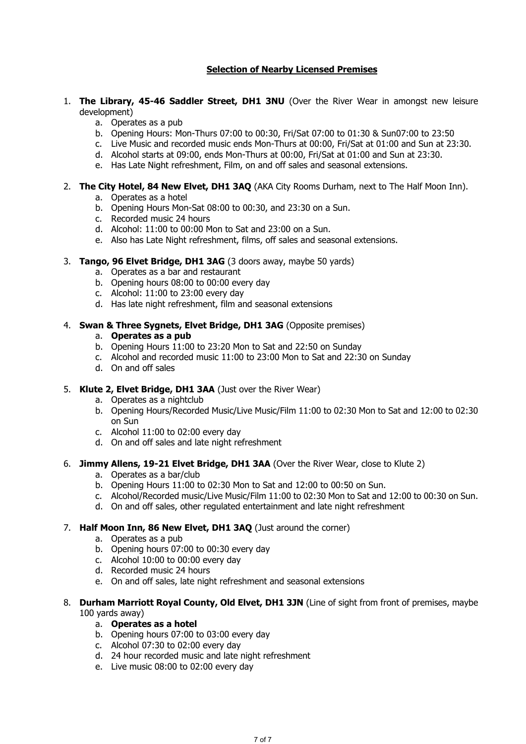## Selection of Nearby Licensed Premises

1. **The Library, 45-46 Saddler Street, DH1 3NU** (Over the River Wear in amongst new leisure development)
   a. Operates as a pub
   b. Opening Hours: Mon-Thurs 07:00 to 00:30, Fri/Sat 07:00 to 01:30 & Sun07:00 to 23:50
   c. Live Music and recorded music ends Mon-Thurs at 00:00, Fri/Sat at 01:00 and Sun at 23:30.
   d. Alcohol starts at 09:00, ends Mon-Thurs at 00:00, Fri/Sat at 01:00 and Sun at 23:30.
   e. Has Late Night refreshment, Film, on and off sales and seasonal extensions.

2. **The City Hotel, 84 New Elvet, DH1 3AQ** (AKA City Rooms Durham, next to The Half Moon Inn).
   a. Operates as a hotel
   b. Opening Hours Mon-Sat 08:00 to 00:30, and 23:30 on a Sun.
   c. Recorded music 24 hours
   d. Alcohol: 11:00 to 00:00 Mon to Sat and 23:00 on a Sun.
   e. Also has Late Night refreshment, films, off sales and seasonal extensions.

3. **Tango, 96 Elvet Bridge, DH1 3AG** (3 doors away, maybe 50 yards)
   a. Operates as a bar and restaurant
   b. Opening hours 08:00 to 00:00 every day
   c. Alcohol: 11:00 to 23:00 every day
   d. Has late night refreshment, film and seasonal extensions

4. **Swan & Three Sygnets, Elvet Bridge, DH1 3AG** (Opposite premises)
   a. **Operates as a pub**
   b. Opening Hours 11:00 to 23:20 Mon to Sat and 22:50 on Sunday
   c. Alcohol and recorded music 11:00 to 23:00 Mon to Sat and 22:30 on Sunday
   d. On and off sales

5. **Klute 2, Elvet Bridge, DH1 3AA** (Just over the River Wear)
   a. Operates as a nightclub
   b. Opening Hours/Recorded Music/Live Music/Film 11:00 to 02:30 Mon to Sat and 12:00 to 02:30 on Sun
   c. Alcohol 11:00 to 02:00 every day
   d. On and off sales and late night refreshment

6. **Jimmy Allens, 19-21 Elvet Bridge, DH1 3AA** (Over the River Wear, close to Klute 2)
   a. Operates as a bar/club
   b. Opening Hours 11:00 to 02:30 Mon to Sat and 12:00 to 00:50 on Sun.
   c. Alcohol/Recorded music/Live Music/Film 11:00 to 02:30 Mon to Sat and 12:00 to 00:30 on Sun.
   d. On and off sales, other regulated entertainment and late night refreshment

7. **Half Moon Inn, 86 New Elvet, DH1 3AQ** (Just around the corner)
   a. Operates as a pub
   b. Opening hours 07:00 to 00:30 every day
   c. Alcohol 10:00 to 00:00 every day
   d. Recorded music 24 hours
   e. On and off sales, late night refreshment and seasonal extensions

8. **Durham Marriott Royal County, Old Elvet, DH1 3JN** (Line of sight from front of premises, maybe 100 yards away)
   a. **Operates as a hotel**
   b. Opening hours 07:00 to 03:00 every day
   c. Alcohol 07:30 to 02:00 every day
   d. 24 hour recorded music and late night refreshment
   e. Live music 08:00 to 02:00 every day